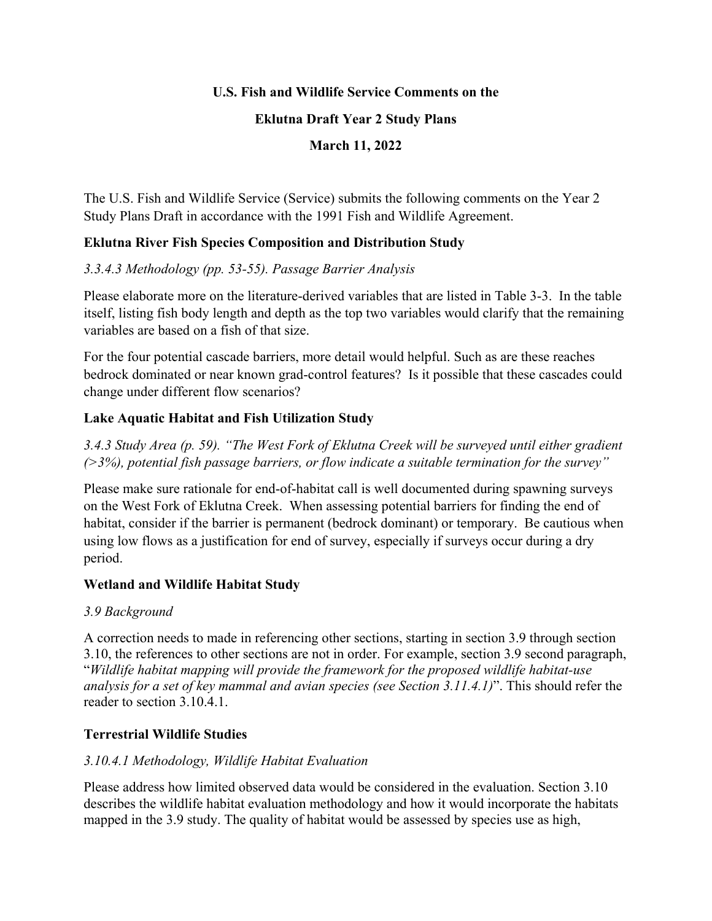**U.S. Fish and Wildlife Service Comments on the**

**Eklutna Draft Year 2 Study Plans**

**March 11, 2022**

The U.S. Fish and Wildlife Service (Service) submits the following comments on the Year 2 Study Plans Draft in accordance with the 1991 Fish and Wildlife Agreement.

## Eklutna River Fish Species Composition and Distribution Study

*3.3.4.3 Methodology (pp. 53-55). Passage Barrier Analysis*

Please elaborate more on the literature-derived variables that are listed in Table 3-3. In the table itself, listing fish body length and depth as the top two variables would clarify that the remaining variables are based on a fish of that size.

For the four potential cascade barriers, more detail would helpful. Such as are these reaches bedrock dominated or near known grad-control features? Is it possible that these cascades could change under different flow scenarios?

## Lake Aquatic Habitat and Fish Utilization Study

*3.4.3 Study Area (p. 59). "The West Fork of Eklutna Creek will be surveyed until either gradient (>3%), potential fish passage barriers, or flow indicate a suitable termination for the survey"*

Please make sure rationale for end-of-habitat call is well documented during spawning surveys on the West Fork of Eklutna Creek. When assessing potential barriers for finding the end of habitat, consider if the barrier is permanent (bedrock dominant) or temporary. Be cautious when using low flows as a justification for end of survey, especially if surveys occur during a dry period.

## Wetland and Wildlife Habitat Study

*3.9 Background*

A correction needs to made in referencing other sections, starting in section 3.9 through section 3.10, the references to other sections are not in order. For example, section 3.9 second paragraph, "*Wildlife habitat mapping will provide the framework for the proposed wildlife habitat-use analysis for a set of key mammal and avian species (see Section 3.11.4.1)*". This should refer the reader to section 3.10.4.1.

## Terrestrial Wildlife Studies

*3.10.4.1 Methodology, Wildlife Habitat Evaluation*

Please address how limited observed data would be considered in the evaluation. Section 3.10 describes the wildlife habitat evaluation methodology and how it would incorporate the habitats mapped in the 3.9 study. The quality of habitat would be assessed by species use as high,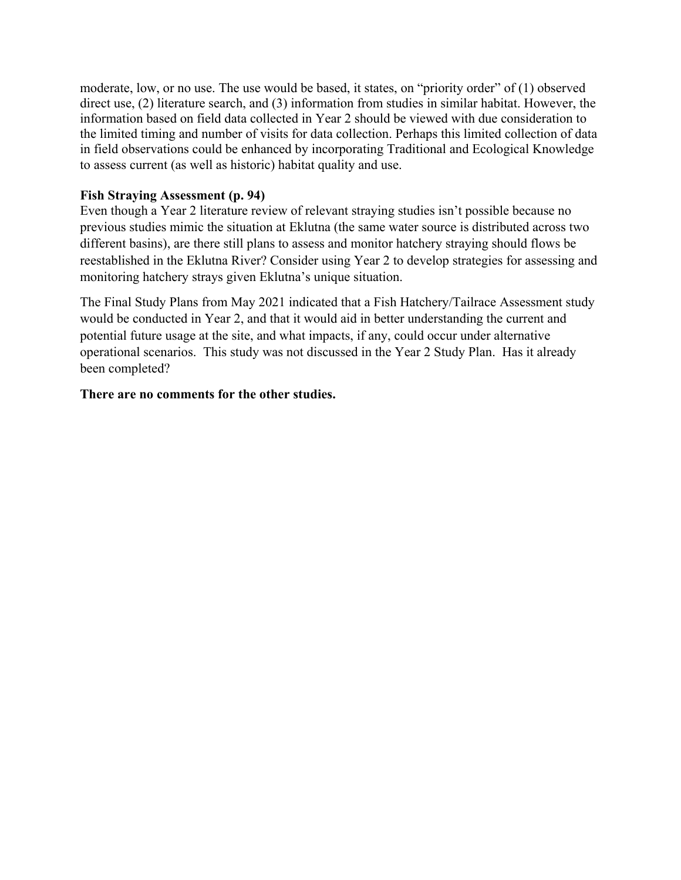moderate, low, or no use. The use would be based, it states, on "priority order" of (1) observed direct use, (2) literature search, and (3) information from studies in similar habitat. However, the information based on field data collected in Year 2 should be viewed with due consideration to the limited timing and number of visits for data collection. Perhaps this limited collection of data in field observations could be enhanced by incorporating Traditional and Ecological Knowledge to assess current (as well as historic) habitat quality and use.

**Fish Straying Assessment (p. 94)**

Even though a Year 2 literature review of relevant straying studies isn't possible because no previous studies mimic the situation at Eklutna (the same water source is distributed across two different basins), are there still plans to assess and monitor hatchery straying should flows be reestablished in the Eklutna River? Consider using Year 2 to develop strategies for assessing and monitoring hatchery strays given Eklutna's unique situation.

The Final Study Plans from May 2021 indicated that a Fish Hatchery/Tailrace Assessment study would be conducted in Year 2, and that it would aid in better understanding the current and potential future usage at the site, and what impacts, if any, could occur under alternative operational scenarios. This study was not discussed in the Year 2 Study Plan. Has it already been completed?

**There are no comments for the other studies.**